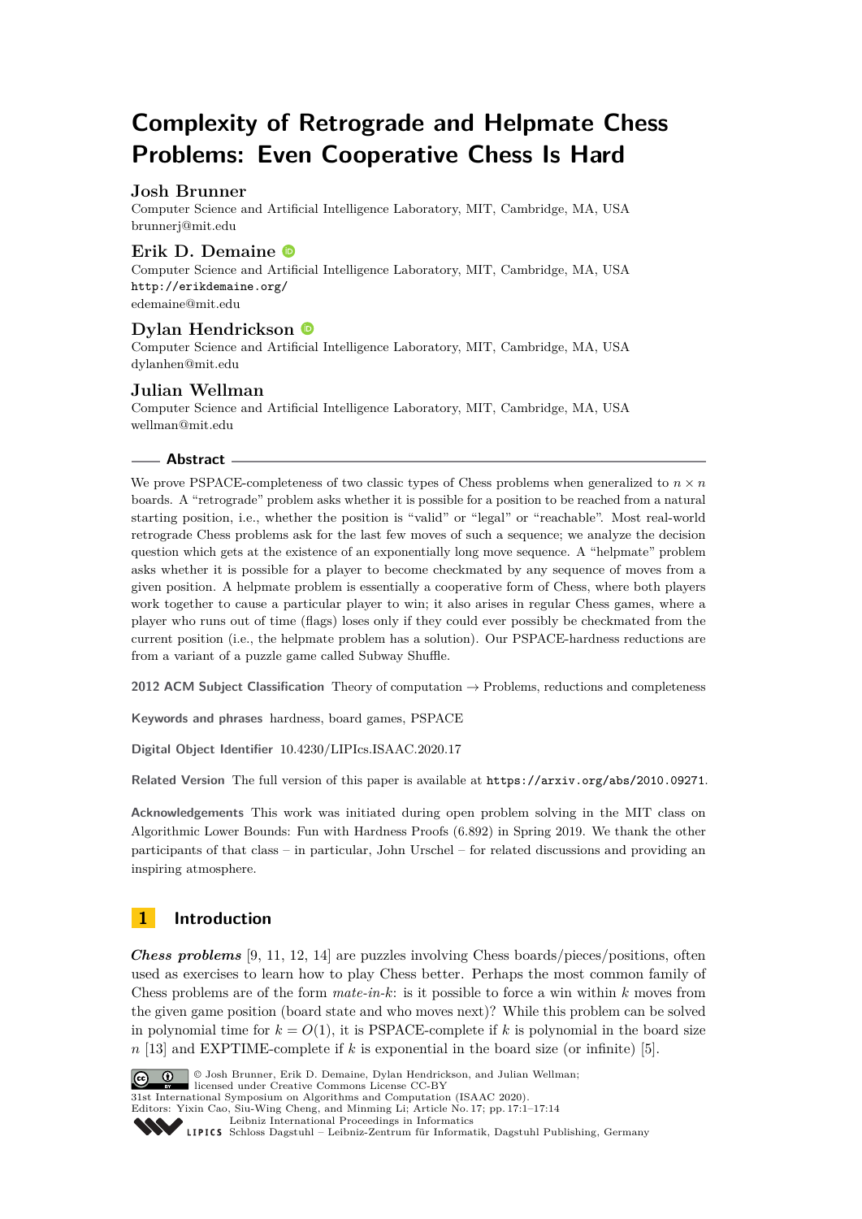# Complexity of Retrograde and Helpmate Chess Problems: Even Cooperative Chess Is Hard

**Josh Brunner**
Computer Science and Artificial Intelligence Laboratory, MIT, Cambridge, MA, USA
brunnerj@mit.edu

**Erik D. Demaine**
Computer Science and Artificial Intelligence Laboratory, MIT, Cambridge, MA, USA
http://erikdemaine.org/
edemaine@mit.edu

**Dylan Hendrickson**
Computer Science and Artificial Intelligence Laboratory, MIT, Cambridge, MA, USA
dylanhen@mit.edu

**Julian Wellman**
Computer Science and Artificial Intelligence Laboratory, MIT, Cambridge, MA, USA
wellman@mit.edu

## Abstract

We prove PSPACE-completeness of two classic types of Chess problems when generalized to $n \times n$ boards. A "retrograde" problem asks whether it is possible for a position to be reached from a natural starting position, i.e., whether the position is "valid" or "legal" or "reachable". Most real-world retrograde Chess problems ask for the last few moves of such a sequence; we analyze the decision question which gets at the existence of an exponentially long move sequence. A "helpmate" problem asks whether it is possible for a player to become checkmated by any sequence of moves from a given position. A helpmate problem is essentially a cooperative form of Chess, where both players work together to cause a particular player to win; it also arises in regular Chess games, where a player who runs out of time (flags) loses only if they could ever possibly be checkmated from the current position (i.e., the helpmate problem has a solution). Our PSPACE-hardness reductions are from a variant of a puzzle game called Subway Shuffle.

**2012 ACM Subject Classification** Theory of computation → Problems, reductions and completeness

**Keywords and phrases** hardness, board games, PSPACE

**Digital Object Identifier** 10.4230/LIPIcs.ISAAC.2020.17

**Related Version** The full version of this paper is available at https://arxiv.org/abs/2010.09271.

**Acknowledgements** This work was initiated during open problem solving in the MIT class on Algorithmic Lower Bounds: Fun with Hardness Proofs (6.892) in Spring 2019. We thank the other participants of that class – in particular, John Urschel – for related discussions and providing an inspiring atmosphere.

## 1 Introduction

***Chess problems*** [9, 11, 12, 14] are puzzles involving Chess boards/pieces/positions, often used as exercises to learn how to play Chess better. Perhaps the most common family of Chess problems are of the form *mate-in-k*: is it possible to force a win within $k$ moves from the given game position (board state and who moves next)? While this problem can be solved in polynomial time for $k = O(1)$, it is PSPACE-complete if $k$ is polynomial in the board size $n$ [13] and EXPTIME-complete if $k$ is exponential in the board size (or infinite) [5].

© Josh Brunner, Erik D. Demaine, Dylan Hendrickson, and Julian Wellman; licensed under Creative Commons License CC-BY
31st International Symposium on Algorithms and Computation (ISAAC 2020).
Editors: Yixin Cao, Siu-Wing Cheng, and Minming Li; Article No. 17; pp. 17:1–17:14
Leibniz International Proceedings in Informatics
Schloss Dagstuhl – Leibniz-Zentrum für Informatik, Dagstuhl Publishing, Germany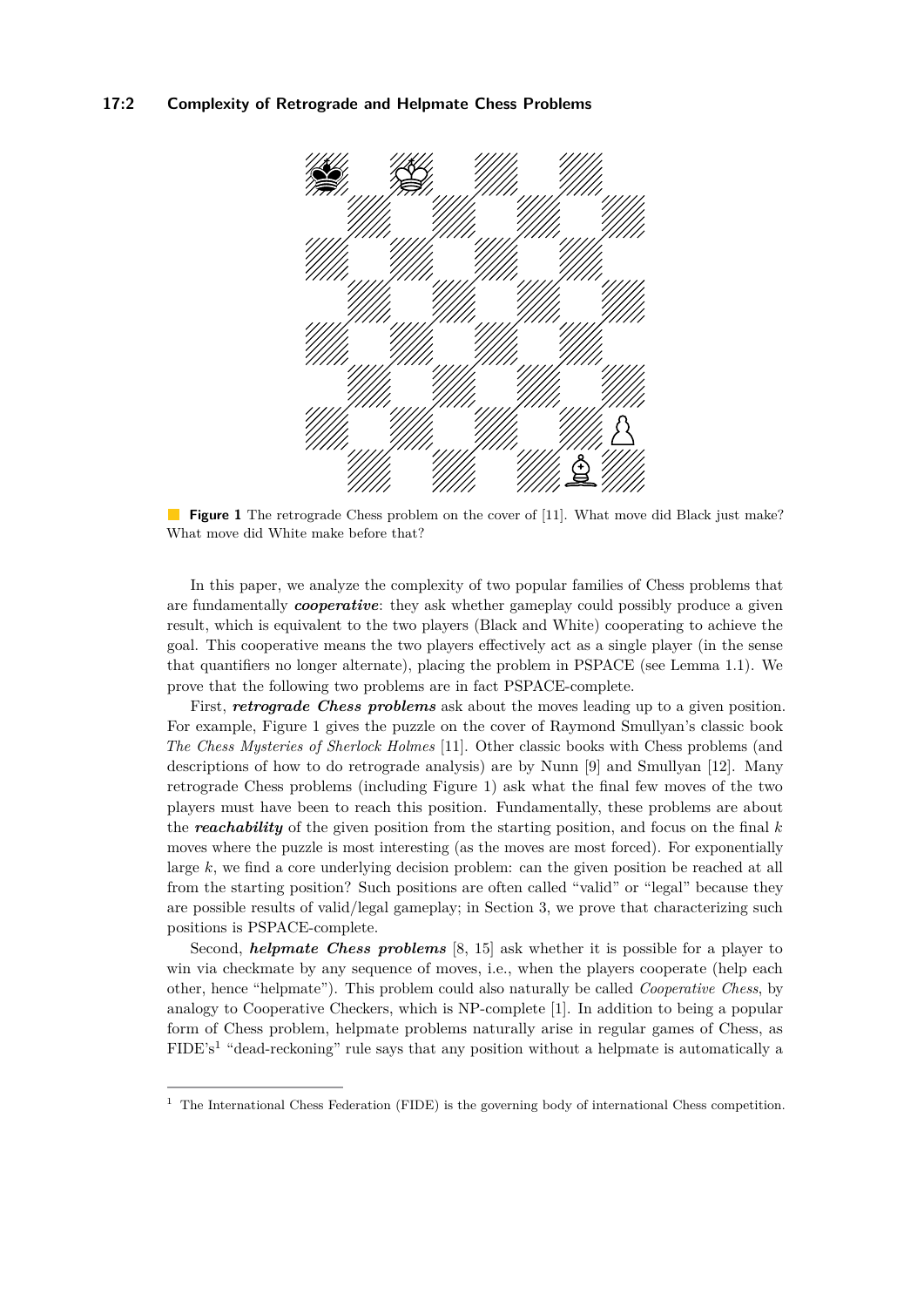**Figure 1** The retrograde Chess problem on the cover of [11]. What move did Black just make? What move did White make before that?

In this paper, we analyze the complexity of two popular families of Chess problems that are fundamentally ***cooperative***: they ask whether gameplay could possibly produce a given result, which is equivalent to the two players (Black and White) cooperating to achieve the goal. This cooperative means the two players effectively act as a single player (in the sense that quantifiers no longer alternate), placing the problem in PSPACE (see Lemma 1.1). We prove that the following two problems are in fact PSPACE-complete.

First, ***retrograde Chess problems*** ask about the moves leading up to a given position. For example, Figure 1 gives the puzzle on the cover of Raymond Smullyan's classic book *The Chess Mysteries of Sherlock Holmes* [11]. Other classic books with Chess problems (and descriptions of how to do retrograde analysis) are by Nunn [9] and Smullyan [12]. Many retrograde Chess problems (including Figure 1) ask what the final few moves of the two players must have been to reach this position. Fundamentally, these problems are about the ***reachability*** of the given position from the starting position, and focus on the final $k$ moves where the puzzle is most interesting (as the moves are most forced). For exponentially large $k$, we find a core underlying decision problem: can the given position be reached at all from the starting position? Such positions are often called "valid" or "legal" because they are possible results of valid/legal gameplay; in Section 3, we prove that characterizing such positions is PSPACE-complete.

Second, ***helpmate Chess problems*** [8, 15] ask whether it is possible for a player to win via checkmate by any sequence of moves, i.e., when the players cooperate (help each other, hence "helpmate"). This problem could also naturally be called *Cooperative Chess*, by analogy to Cooperative Checkers, which is NP-complete [1]. In addition to being a popular form of Chess problem, helpmate problems naturally arise in regular games of Chess, as FIDE's[1] "dead-reckoning" rule says that any position without a helpmate is automatically a

[1] The International Chess Federation (FIDE) is the governing body of international Chess competition.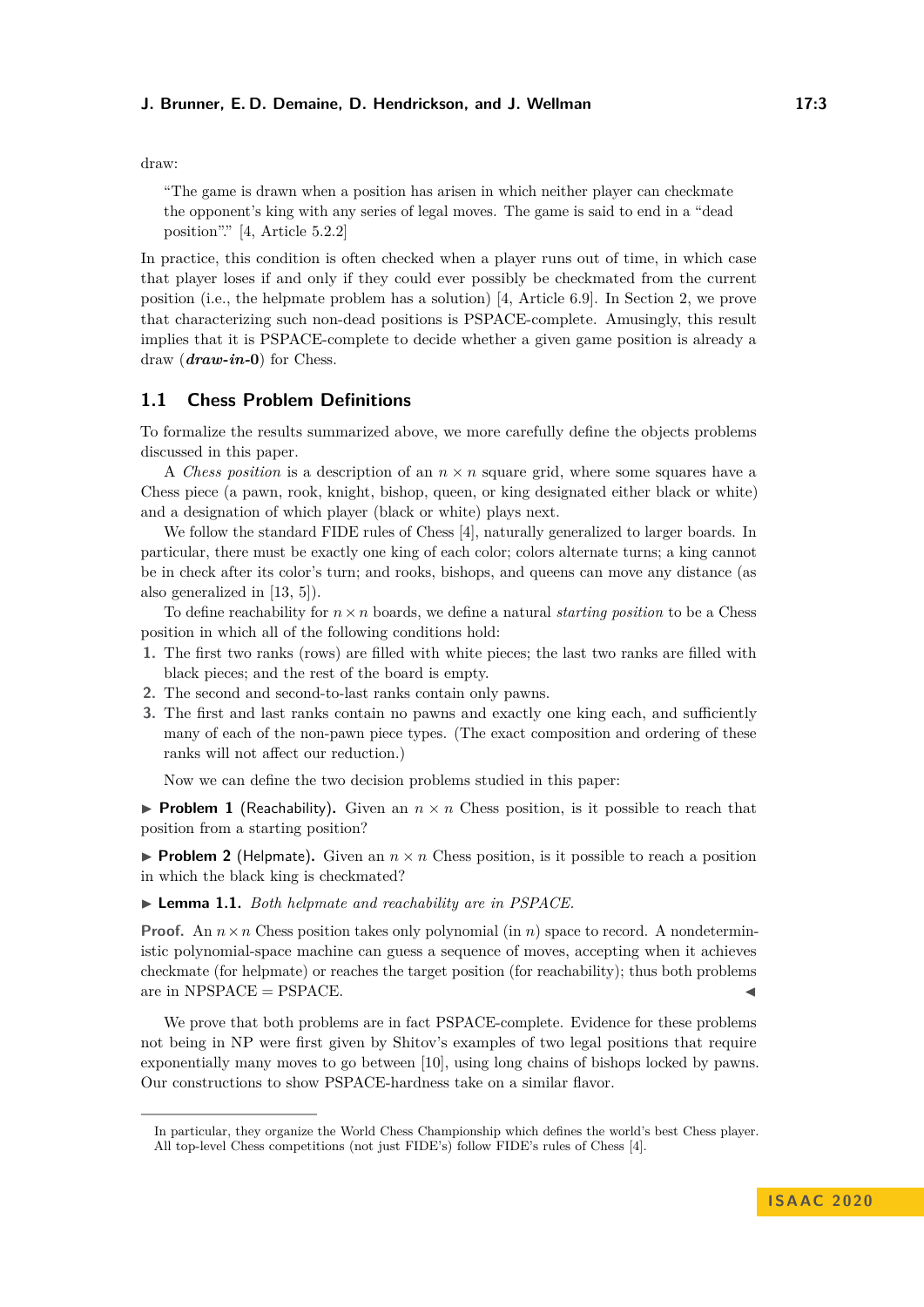draw:

> "The game is drawn when a position has arisen in which neither player can checkmate the opponent's king with any series of legal moves. The game is said to end in a "dead position"." [4, Article 5.2.2]

In practice, this condition is often checked when a player runs out of time, in which case that player loses if and only if they could ever possibly be checkmated from the current position (i.e., the helpmate problem has a solution) [4, Article 6.9]. In Section 2, we prove that characterizing such non-dead positions is PSPACE-complete. Amusingly, this result implies that it is PSPACE-complete to decide whether a given game position is already a draw (***draw-in-*0**) for Chess.

## 1.1 Chess Problem Definitions

To formalize the results summarized above, we more carefully define the objects problems discussed in this paper.

A *Chess position* is a description of an $n \times n$ square grid, where some squares have a Chess piece (a pawn, rook, knight, bishop, queen, or king designated either black or white) and a designation of which player (black or white) plays next.

We follow the standard FIDE rules of Chess [4], naturally generalized to larger boards. In particular, there must be exactly one king of each color; colors alternate turns; a king cannot be in check after its color's turn; and rooks, bishops, and queens can move any distance (as also generalized in [13, 5]).

To define reachability for $n \times n$ boards, we define a natural *starting position* to be a Chess position in which all of the following conditions hold:

1. The first two ranks (rows) are filled with white pieces; the last two ranks are filled with black pieces; and the rest of the board is empty.
2. The second and second-to-last ranks contain only pawns.
3. The first and last ranks contain no pawns and exactly one king each, and sufficiently many of each of the non-pawn piece types. (The exact composition and ordering of these ranks will not affect our reduction.)

Now we can define the two decision problems studied in this paper:

▶ **Problem 1** (Reachability)**.** Given an $n \times n$ Chess position, is it possible to reach that position from a starting position?

▶ **Problem 2** (Helpmate)**.** Given an $n \times n$ Chess position, is it possible to reach a position in which the black king is checkmated?

▶ **Lemma 1.1.** *Both helpmate and reachability are in PSPACE.*

**Proof.** An $n \times n$ Chess position takes only polynomial (in $n$) space to record. A nondeterministic polynomial-space machine can guess a sequence of moves, accepting when it achieves checkmate (for helpmate) or reaches the target position (for reachability); thus both problems are in NPSPACE = PSPACE. ◀

We prove that both problems are in fact PSPACE-complete. Evidence for these problems not being in NP were first given by Shitov's examples of two legal positions that require exponentially many moves to go between [10], using long chains of bishops locked by pawns. Our constructions to show PSPACE-hardness take on a similar flavor.

---

In particular, they organize the World Chess Championship which defines the world's best Chess player. All top-level Chess competitions (not just FIDE's) follow FIDE's rules of Chess [4].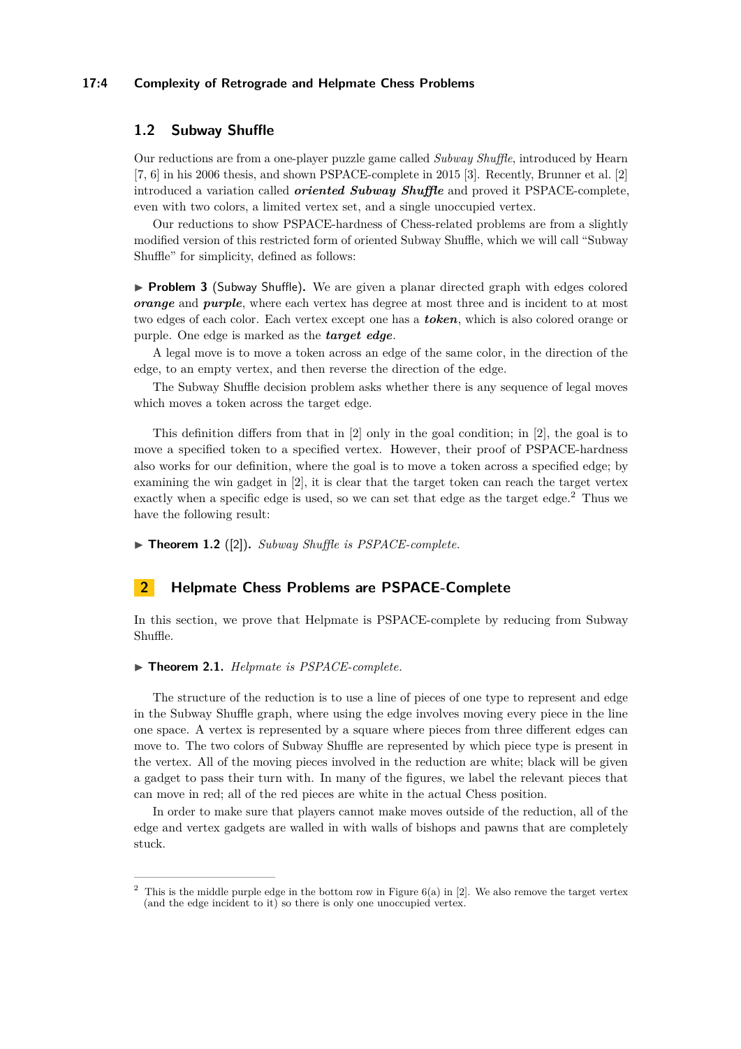## 1.2 Subway Shuffle

Our reductions are from a one-player puzzle game called *Subway Shuffle*, introduced by Hearn [7, 6] in his 2006 thesis, and shown PSPACE-complete in 2015 [3]. Recently, Brunner et al. [2] introduced a variation called ***oriented Subway Shuffle*** and proved it PSPACE-complete, even with two colors, a limited vertex set, and a single unoccupied vertex.

Our reductions to show PSPACE-hardness of Chess-related problems are from a slightly modified version of this restricted form of oriented Subway Shuffle, which we will call "Subway Shuffle" for simplicity, defined as follows:

▶ **Problem 3** (Subway Shuffle)**.** We are given a planar directed graph with edges colored ***orange*** and ***purple***, where each vertex has degree at most three and is incident to at most two edges of each color. Each vertex except one has a ***token***, which is also colored orange or purple. One edge is marked as the ***target edge***.

A legal move is to move a token across an edge of the same color, in the direction of the edge, to an empty vertex, and then reverse the direction of the edge.

The Subway Shuffle decision problem asks whether there is any sequence of legal moves which moves a token across the target edge.

This definition differs from that in [2] only in the goal condition; in [2], the goal is to move a specified token to a specified vertex. However, their proof of PSPACE-hardness also works for our definition, where the goal is to move a token across a specified edge; by examining the win gadget in [2], it is clear that the target token can reach the target vertex exactly when a specific edge is used, so we can set that edge as the target edge.[2] Thus we have the following result:

▶ **Theorem 1.2** ([2])**.** *Subway Shuffle is PSPACE-complete.*

# 2 Helpmate Chess Problems are PSPACE-Complete

In this section, we prove that Helpmate is PSPACE-complete by reducing from Subway Shuffle.

▶ **Theorem 2.1.** *Helpmate is PSPACE-complete.*

The structure of the reduction is to use a line of pieces of one type to represent and edge in the Subway Shuffle graph, where using the edge involves moving every piece in the line one space. A vertex is represented by a square where pieces from three different edges can move to. The two colors of Subway Shuffle are represented by which piece type is present in the vertex. All of the moving pieces involved in the reduction are white; black will be given a gadget to pass their turn with. In many of the figures, we label the relevant pieces that can move in red; all of the red pieces are white in the actual Chess position.

In order to make sure that players cannot make moves outside of the reduction, all of the edge and vertex gadgets are walled in with walls of bishops and pawns that are completely stuck.

---

[2] This is the middle purple edge in the bottom row in Figure 6(a) in [2]. We also remove the target vertex (and the edge incident to it) so there is only one unoccupied vertex.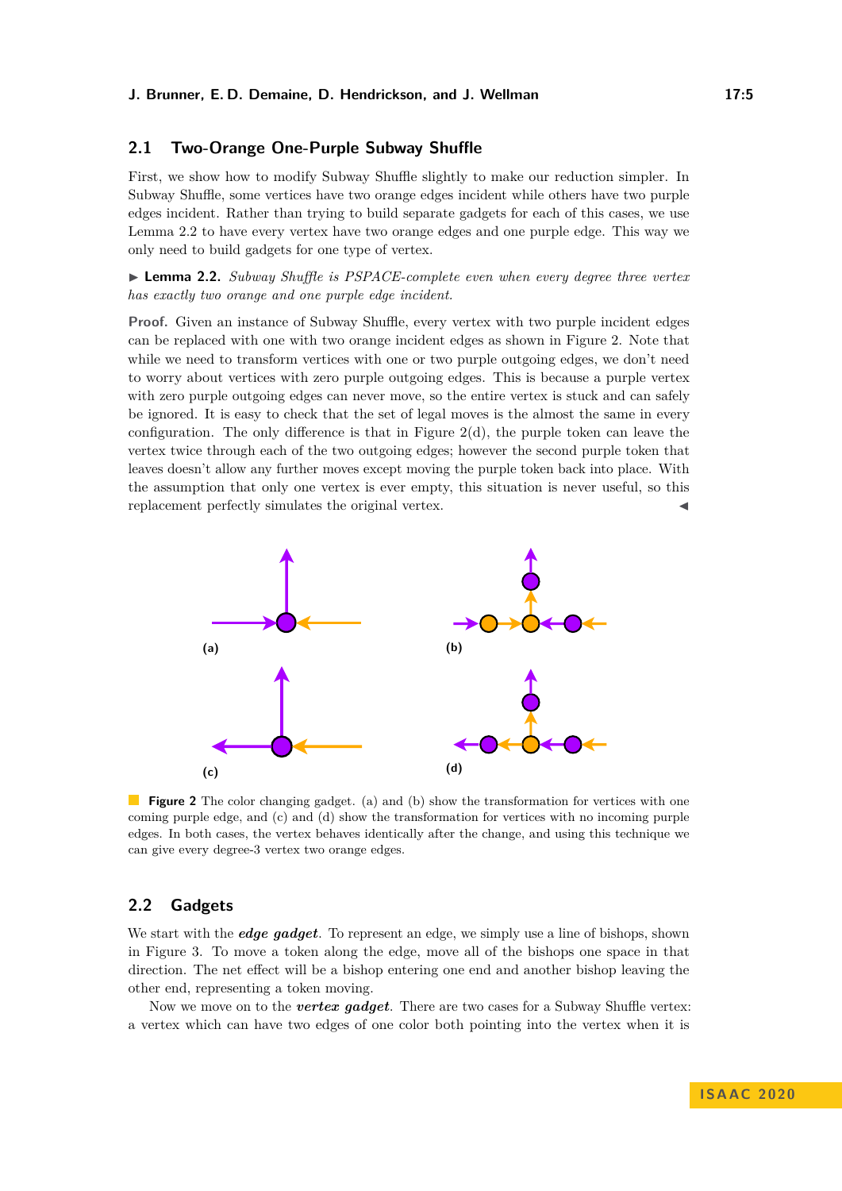## 2.1 Two-Orange One-Purple Subway Shuffle

First, we show how to modify Subway Shuffle slightly to make our reduction simpler. In Subway Shuffle, some vertices have two orange edges incident while others have two purple edges incident. Rather than trying to build separate gadgets for each of this cases, we use Lemma 2.2 to have every vertex have two orange edges and one purple edge. This way we only need to build gadgets for one type of vertex.

▶ **Lemma 2.2.** *Subway Shuffle is PSPACE-complete even when every degree three vertex has exactly two orange and one purple edge incident.*

**Proof.** Given an instance of Subway Shuffle, every vertex with two purple incident edges can be replaced with one with two orange incident edges as shown in Figure 2. Note that while we need to transform vertices with one or two purple outgoing edges, we don't need to worry about vertices with zero purple outgoing edges. This is because a purple vertex with zero purple outgoing edges can never move, so the entire vertex is stuck and can safely be ignored. It is easy to check that the set of legal moves is the almost the same in every configuration. The only difference is that in Figure 2(d), the purple token can leave the vertex twice through each of the two outgoing edges; however the second purple token that leaves doesn't allow any further moves except moving the purple token back into place. With the assumption that only one vertex is ever empty, this situation is never useful, so this replacement perfectly simulates the original vertex. ◀

**Figure 2** The color changing gadget. (a) and (b) show the transformation for vertices with one coming purple edge, and (c) and (d) show the transformation for vertices with no incoming purple edges. In both cases, the vertex behaves identically after the change, and using this technique we can give every degree-3 vertex two orange edges.

## 2.2 Gadgets

We start with the ***edge gadget***. To represent an edge, we simply use a line of bishops, shown in Figure 3. To move a token along the edge, move all of the bishops one space in that direction. The net effect will be a bishop entering one end and another bishop leaving the other end, representing a token moving.

Now we move on to the ***vertex gadget***. There are two cases for a Subway Shuffle vertex: a vertex which can have two edges of one color both pointing into the vertex when it is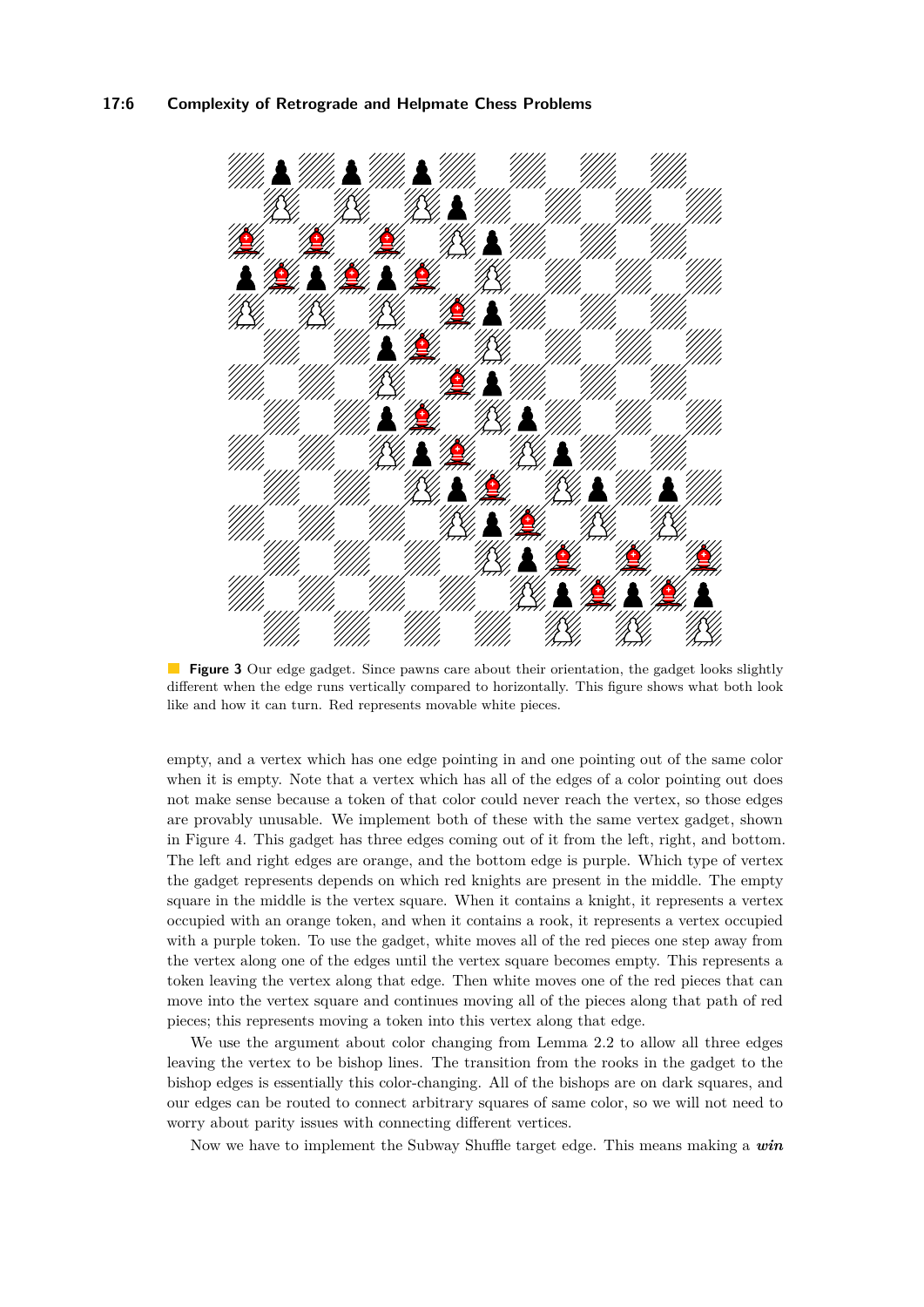**Figure 3** Our edge gadget. Since pawns care about their orientation, the gadget looks slightly different when the edge runs vertically compared to horizontally. This figure shows what both look like and how it can turn. Red represents movable white pieces.

empty, and a vertex which has one edge pointing in and one pointing out of the same color when it is empty. Note that a vertex which has all of the edges of a color pointing out does not make sense because a token of that color could never reach the vertex, so those edges are provably unusable. We implement both of these with the same vertex gadget, shown in Figure 4. This gadget has three edges coming out of it from the left, right, and bottom. The left and right edges are orange, and the bottom edge is purple. Which type of vertex the gadget represents depends on which red knights are present in the middle. The empty square in the middle is the vertex square. When it contains a knight, it represents a vertex occupied with an orange token, and when it contains a rook, it represents a vertex occupied with a purple token. To use the gadget, white moves all of the red pieces one step away from the vertex along one of the edges until the vertex square becomes empty. This represents a token leaving the vertex along that edge. Then white moves one of the red pieces that can move into the vertex square and continues moving all of the pieces along that path of red pieces; this represents moving a token into this vertex along that edge.

We use the argument about color changing from Lemma 2.2 to allow all three edges leaving the vertex to be bishop lines. The transition from the rooks in the gadget to the bishop edges is essentially this color-changing. All of the bishops are on dark squares, and our edges can be routed to connect arbitrary squares of same color, so we will not need to worry about parity issues with connecting different vertices.

Now we have to implement the Subway Shuffle target edge. This means making a ***win***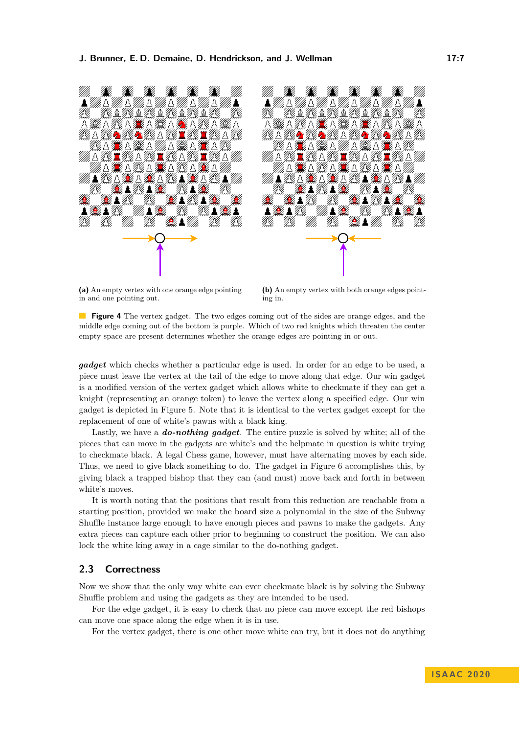(a) An empty vertex with one orange edge pointing in and one pointing out.

(b) An empty vertex with both orange edges pointing in.

**Figure 4** The vertex gadget. The two edges coming out of the sides are orange edges, and the middle edge coming out of the bottom is purple. Which of two red knights which threaten the center empty space are present determines whether the orange edges are pointing in or out.

***gadget*** which checks whether a particular edge is used. In order for an edge to be used, a piece must leave the vertex at the tail of the edge to move along that edge. Our win gadget is a modified version of the vertex gadget which allows white to checkmate if they can get a knight (representing an orange token) to leave the vertex along a specified edge. Our win gadget is depicted in Figure 5. Note that it is identical to the vertex gadget except for the replacement of one of white's pawns with a black king.

Lastly, we have a ***do-nothing gadget***. The entire puzzle is solved by white; all of the pieces that can move in the gadgets are white's and the helpmate in question is white trying to checkmate black. A legal Chess game, however, must have alternating moves by each side. Thus, we need to give black something to do. The gadget in Figure 6 accomplishes this, by giving black a trapped bishop that they can (and must) move back and forth in between white's moves.

It is worth noting that the positions that result from this reduction are reachable from a starting position, provided we make the board size a polynomial in the size of the Subway Shuffle instance large enough to have enough pieces and pawns to make the gadgets. Any extra pieces can capture each other prior to beginning to construct the position. We can also lock the white king away in a cage similar to the do-nothing gadget.

## 2.3 Correctness

Now we show that the only way white can ever checkmate black is by solving the Subway Shuffle problem and using the gadgets as they are intended to be used.

For the edge gadget, it is easy to check that no piece can move except the red bishops can move one space along the edge when it is in use.

For the vertex gadget, there is one other move white can try, but it does not do anything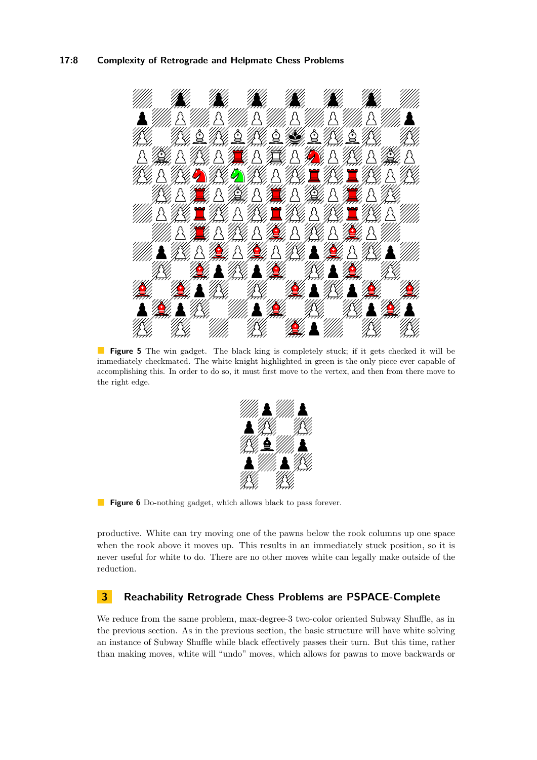**Figure 5** The win gadget. The black king is completely stuck; if it gets checked it will be immediately checkmated. The white knight highlighted in green is the only piece ever capable of accomplishing this. In order to do so, it must first move to the vertex, and then from there move to the right edge.

**Figure 6** Do-nothing gadget, which allows black to pass forever.

productive. White can try moving one of the pawns below the rook columns up one space when the rook above it moves up. This results in an immediately stuck position, so it is never useful for white to do. There are no other moves white can legally make outside of the reduction.

## 3 Reachability Retrograde Chess Problems are PSPACE-Complete

We reduce from the same problem, max-degree-3 two-color oriented Subway Shuffle, as in the previous section. As in the previous section, the basic structure will have white solving an instance of Subway Shuffle while black effectively passes their turn. But this time, rather than making moves, white will "undo" moves, which allows for pawns to move backwards or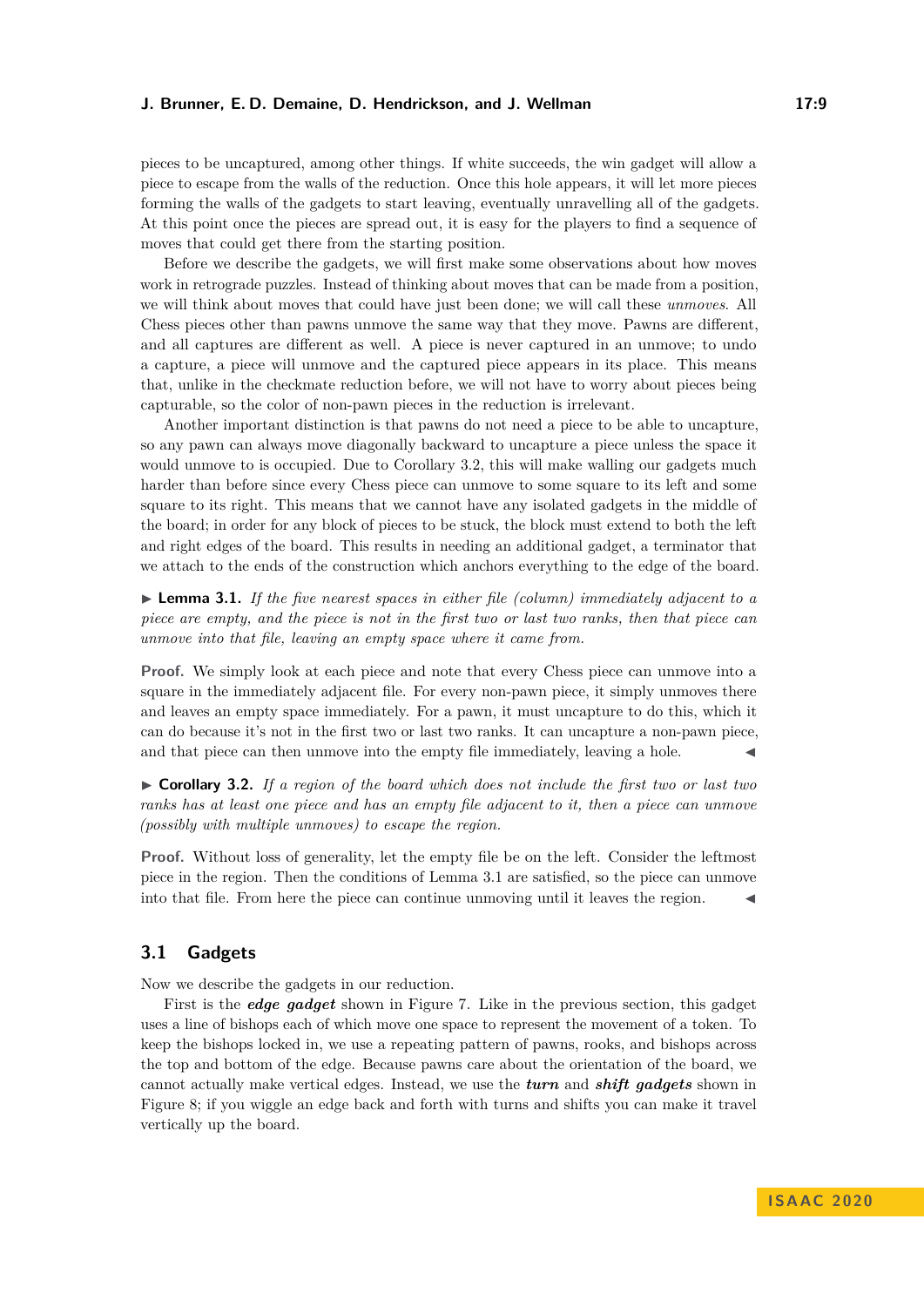pieces to be uncaptured, among other things. If white succeeds, the win gadget will allow a piece to escape from the walls of the reduction. Once this hole appears, it will let more pieces forming the walls of the gadgets to start leaving, eventually unravelling all of the gadgets. At this point once the pieces are spread out, it is easy for the players to find a sequence of moves that could get there from the starting position.

Before we describe the gadgets, we will first make some observations about how moves work in retrograde puzzles. Instead of thinking about moves that can be made from a position, we will think about moves that could have just been done; we will call these *unmoves*. All Chess pieces other than pawns unmove the same way that they move. Pawns are different, and all captures are different as well. A piece is never captured in an unmove; to undo a capture, a piece will unmove and the captured piece appears in its place. This means that, unlike in the checkmate reduction before, we will not have to worry about pieces being capturable, so the color of non-pawn pieces in the reduction is irrelevant.

Another important distinction is that pawns do not need a piece to be able to uncapture, so any pawn can always move diagonally backward to uncapture a piece unless the space it would unmove to is occupied. Due to Corollary 3.2, this will make walling our gadgets much harder than before since every Chess piece can unmove to some square to its left and some square to its right. This means that we cannot have any isolated gadgets in the middle of the board; in order for any block of pieces to be stuck, the block must extend to both the left and right edges of the board. This results in needing an additional gadget, a terminator that we attach to the ends of the construction which anchors everything to the edge of the board.

▶ **Lemma 3.1.** *If the five nearest spaces in either file (column) immediately adjacent to a piece are empty, and the piece is not in the first two or last two ranks, then that piece can unmove into that file, leaving an empty space where it came from.*

**Proof.** We simply look at each piece and note that every Chess piece can unmove into a square in the immediately adjacent file. For every non-pawn piece, it simply unmoves there and leaves an empty space immediately. For a pawn, it must uncapture to do this, which it can do because it's not in the first two or last two ranks. It can uncapture a non-pawn piece, and that piece can then unmove into the empty file immediately, leaving a hole. ◀

▶ **Corollary 3.2.** *If a region of the board which does not include the first two or last two ranks has at least one piece and has an empty file adjacent to it, then a piece can unmove (possibly with multiple unmoves) to escape the region.*

**Proof.** Without loss of generality, let the empty file be on the left. Consider the leftmost piece in the region. Then the conditions of Lemma 3.1 are satisfied, so the piece can unmove into that file. From here the piece can continue unmoving until it leaves the region. ◀

## 3.1 Gadgets

Now we describe the gadgets in our reduction.

First is the ***edge gadget*** shown in Figure 7. Like in the previous section, this gadget uses a line of bishops each of which move one space to represent the movement of a token. To keep the bishops locked in, we use a repeating pattern of pawns, rooks, and bishops across the top and bottom of the edge. Because pawns care about the orientation of the board, we cannot actually make vertical edges. Instead, we use the ***turn*** and ***shift gadgets*** shown in Figure 8; if you wiggle an edge back and forth with turns and shifts you can make it travel vertically up the board.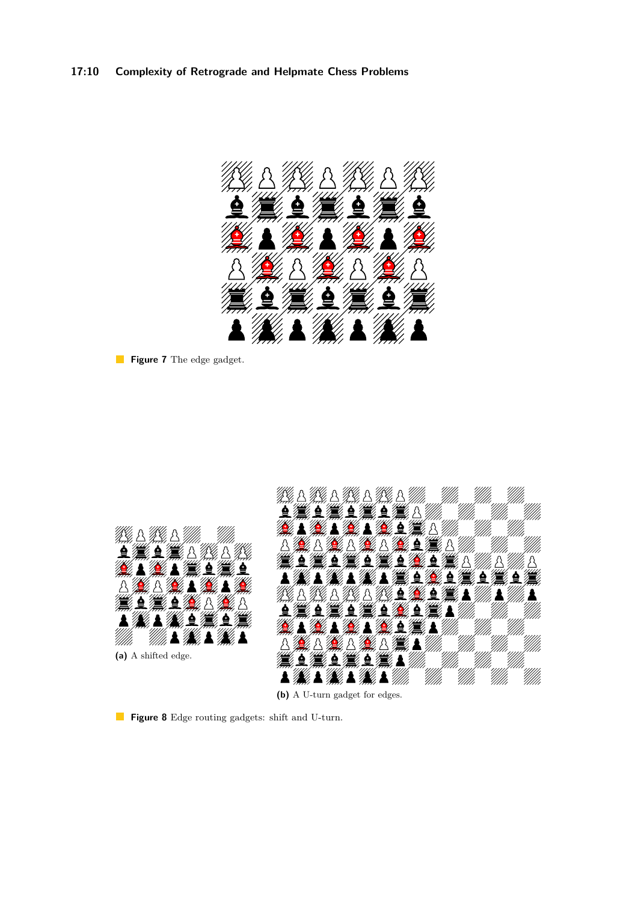**Figure 7** The edge gadget.

**(a)** A shifted edge.

**(b)** A U-turn gadget for edges.

**Figure 8** Edge routing gadgets: shift and U-turn.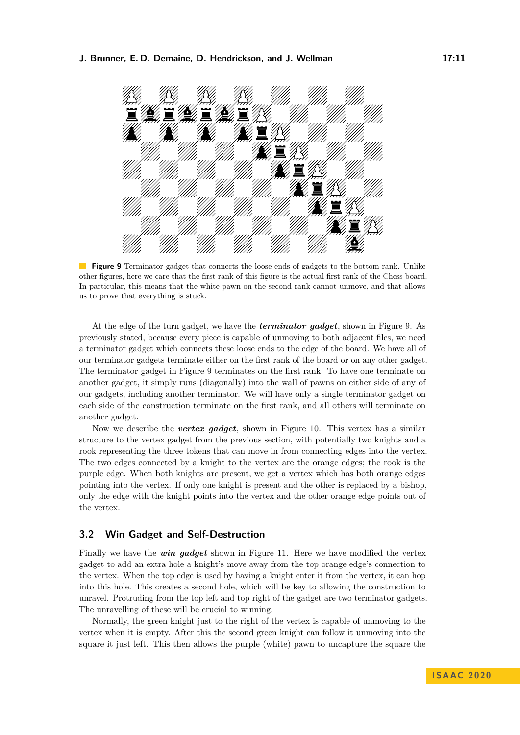**Figure 9** Terminator gadget that connects the loose ends of gadgets to the bottom rank. Unlike other figures, here we care that the first rank of this figure is the actual first rank of the Chess board. In particular, this means that the white pawn on the second rank cannot unmove, and that allows us to prove that everything is stuck.

At the edge of the turn gadget, we have the ***terminator gadget***, shown in Figure 9. As previously stated, because every piece is capable of unmoving to both adjacent files, we need a terminator gadget which connects these loose ends to the edge of the board. We have all of our terminator gadgets terminate either on the first rank of the board or on any other gadget. The terminator gadget in Figure 9 terminates on the first rank. To have one terminate on another gadget, it simply runs (diagonally) into the wall of pawns on either side of any of our gadgets, including another terminator. We will have only a single terminator gadget on each side of the construction terminate on the first rank, and all others will terminate on another gadget.

Now we describe the ***vertex gadget***, shown in Figure 10. This vertex has a similar structure to the vertex gadget from the previous section, with potentially two knights and a rook representing the three tokens that can move in from connecting edges into the vertex. The two edges connected by a knight to the vertex are the orange edges; the rook is the purple edge. When both knights are present, we get a vertex which has both orange edges pointing into the vertex. If only one knight is present and the other is replaced by a bishop, only the edge with the knight points into the vertex and the other orange edge points out of the vertex.

## 3.2 Win Gadget and Self-Destruction

Finally we have the ***win gadget*** shown in Figure 11. Here we have modified the vertex gadget to add an extra hole a knight's move away from the top orange edge's connection to the vertex. When the top edge is used by having a knight enter it from the vertex, it can hop into this hole. This creates a second hole, which will be key to allowing the construction to unravel. Protruding from the top left and top right of the gadget are two terminator gadgets. The unravelling of these will be crucial to winning.

Normally, the green knight just to the right of the vertex is capable of unmoving to the vertex when it is empty. After this the second green knight can follow it unmoving into the square it just left. This then allows the purple (white) pawn to uncapture the square the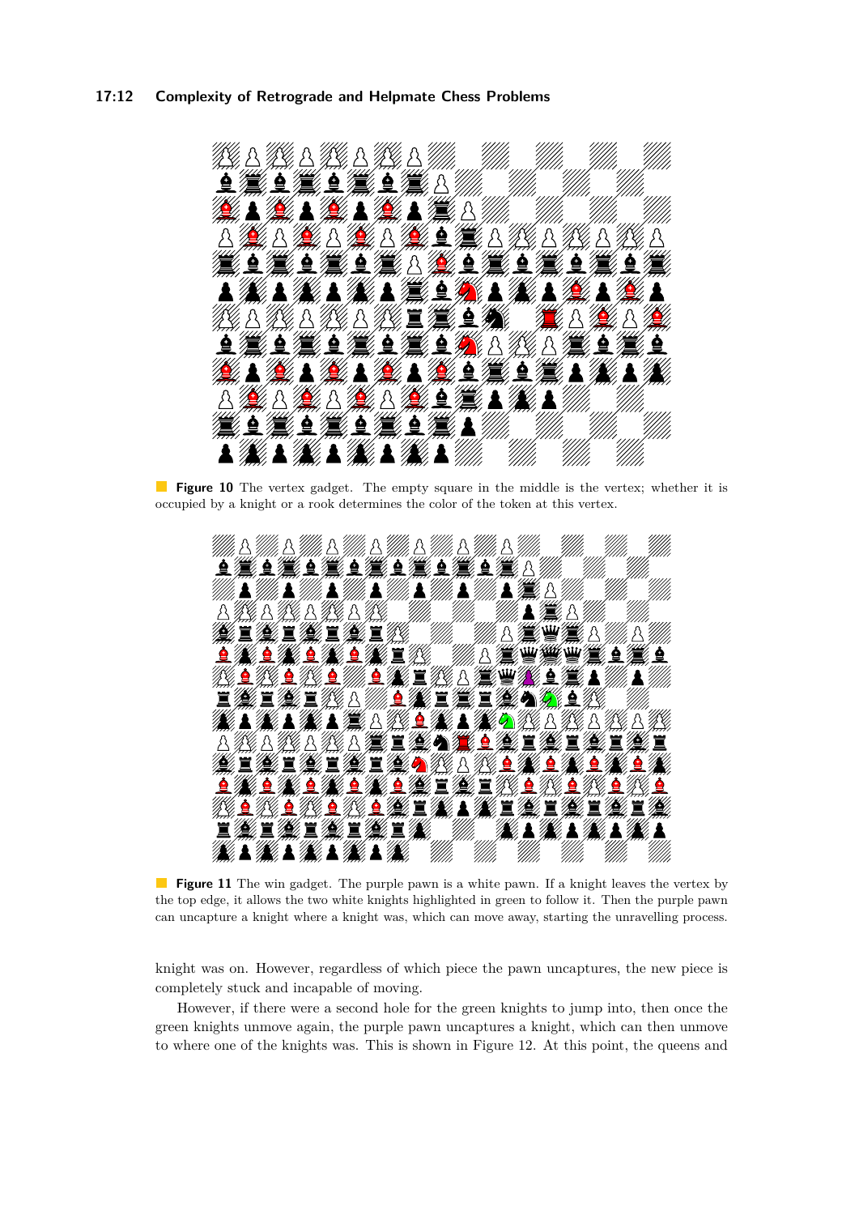**Figure 10** The vertex gadget. The empty square in the middle is the vertex; whether it is occupied by a knight or a rook determines the color of the token at this vertex.

**Figure 11** The win gadget. The purple pawn is a white pawn. If a knight leaves the vertex by the top edge, it allows the two white knights highlighted in green to follow it. Then the purple pawn can uncapture a knight where a knight was, which can move away, starting the unravelling process.

knight was on. However, regardless of which piece the pawn uncaptures, the new piece is completely stuck and incapable of moving.

However, if there were a second hole for the green knights to jump into, then once the green knights unmove again, the purple pawn uncaptures a knight, which can then unmove to where one of the knights was. This is shown in Figure 12. At this point, the queens and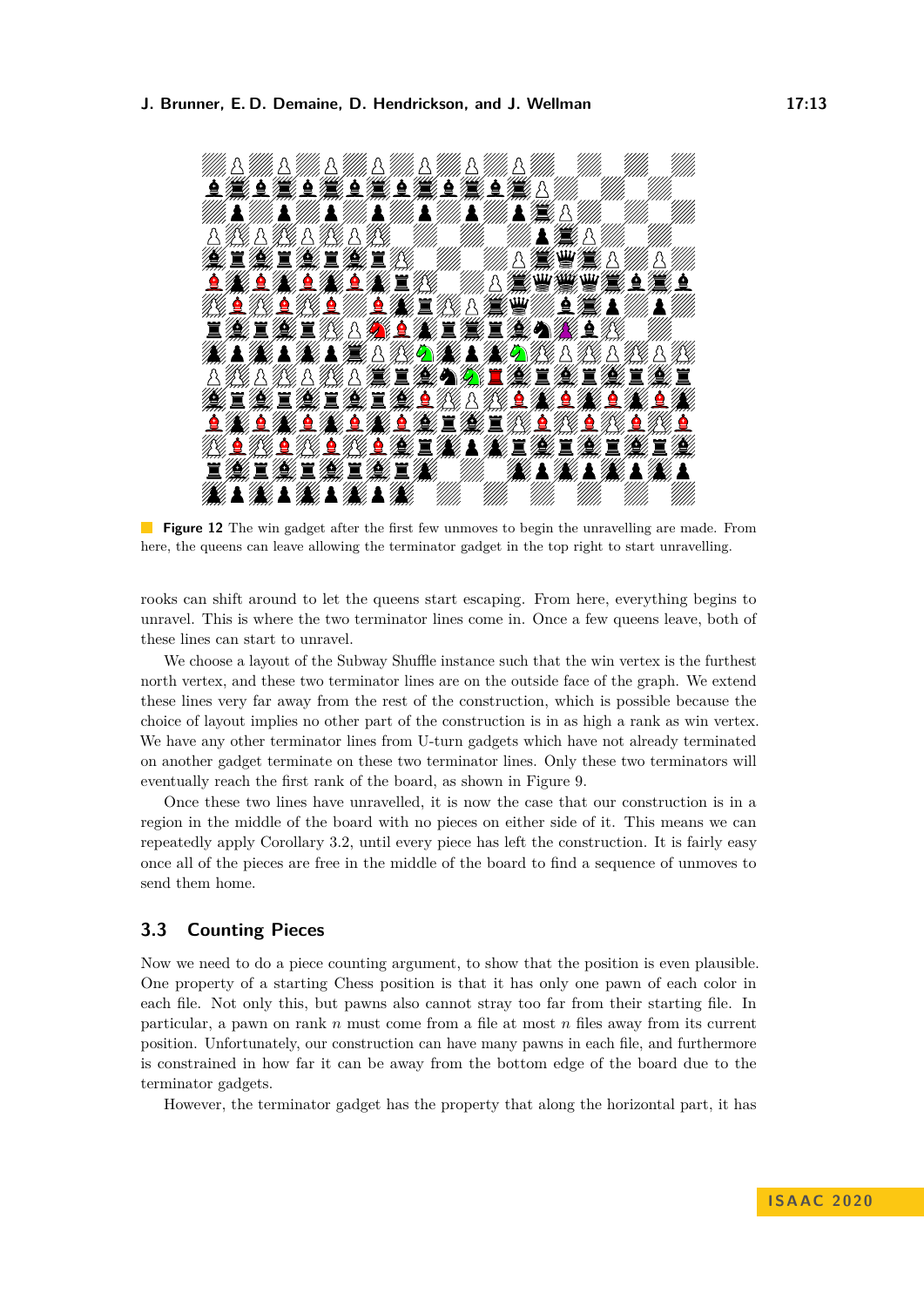**Figure 12** The win gadget after the first few unmoves to begin the unravelling are made. From here, the queens can leave allowing the terminator gadget in the top right to start unravelling.

rooks can shift around to let the queens start escaping. From here, everything begins to unravel. This is where the two terminator lines come in. Once a few queens leave, both of these lines can start to unravel.

We choose a layout of the Subway Shuffle instance such that the win vertex is the furthest north vertex, and these two terminator lines are on the outside face of the graph. We extend these lines very far away from the rest of the construction, which is possible because the choice of layout implies no other part of the construction is in as high a rank as win vertex. We have any other terminator lines from U-turn gadgets which have not already terminated on another gadget terminate on these two terminator lines. Only these two terminators will eventually reach the first rank of the board, as shown in Figure 9.

Once these two lines have unravelled, it is now the case that our construction is in a region in the middle of the board with no pieces on either side of it. This means we can repeatedly apply Corollary 3.2, until every piece has left the construction. It is fairly easy once all of the pieces are free in the middle of the board to find a sequence of unmoves to send them home.

## 3.3 Counting Pieces

Now we need to do a piece counting argument, to show that the position is even plausible. One property of a starting Chess position is that it has only one pawn of each color in each file. Not only this, but pawns also cannot stray too far from their starting file. In particular, a pawn on rank $n$ must come from a file at most $n$ files away from its current position. Unfortunately, our construction can have many pawns in each file, and furthermore is constrained in how far it can be away from the bottom edge of the board due to the terminator gadgets.

However, the terminator gadget has the property that along the horizontal part, it has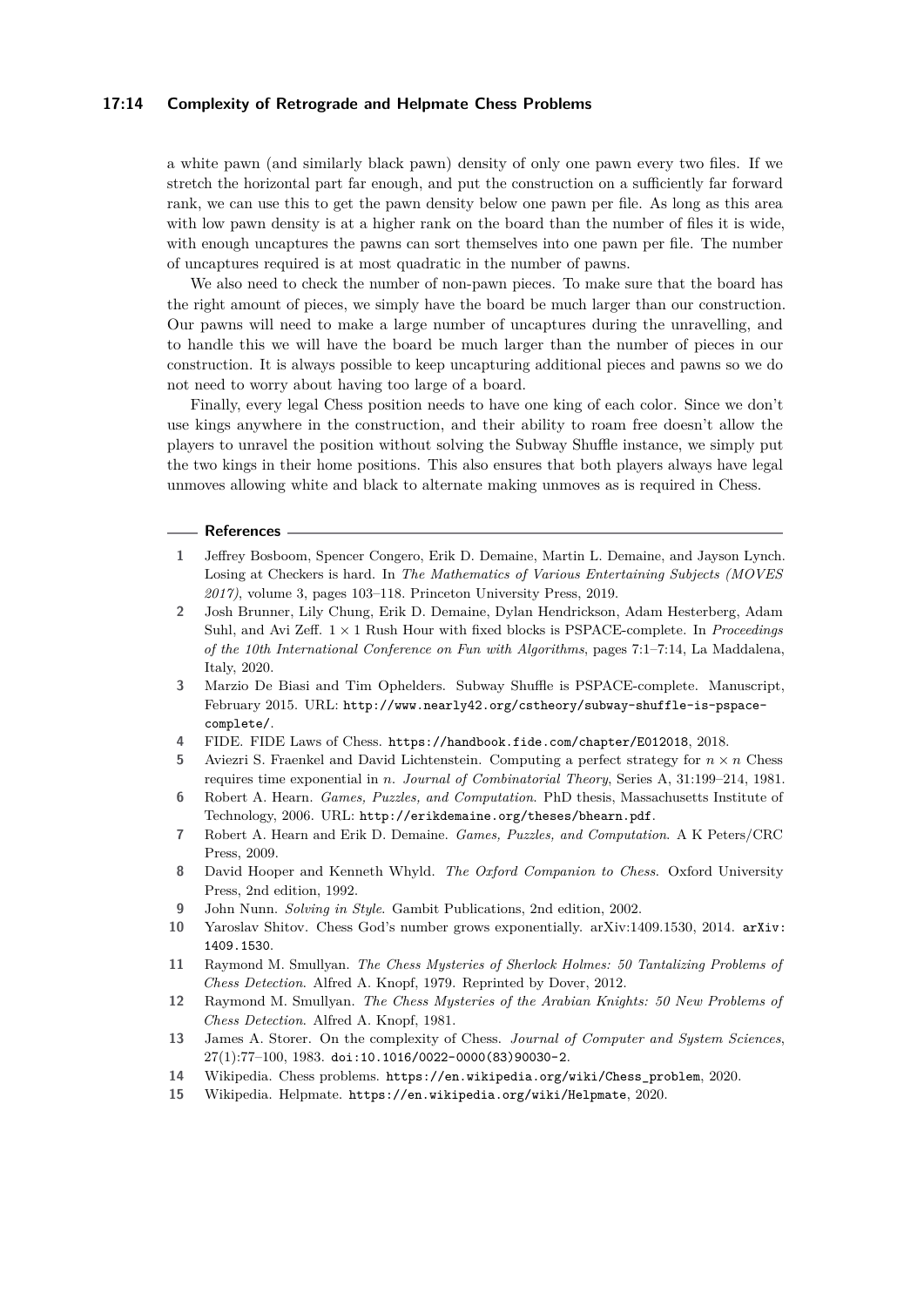a white pawn (and similarly black pawn) density of only one pawn every two files. If we stretch the horizontal part far enough, and put the construction on a sufficiently far forward rank, we can use this to get the pawn density below one pawn per file. As long as this area with low pawn density is at a higher rank on the board than the number of files it is wide, with enough uncaptures the pawns can sort themselves into one pawn per file. The number of uncaptures required is at most quadratic in the number of pawns.

We also need to check the number of non-pawn pieces. To make sure that the board has the right amount of pieces, we simply have the board be much larger than our construction. Our pawns will need to make a large number of uncaptures during the unravelling, and to handle this we will have the board be much larger than the number of pieces in our construction. It is always possible to keep uncapturing additional pieces and pawns so we do not need to worry about having too large of a board.

Finally, every legal Chess position needs to have one king of each color. Since we don't use kings anywhere in the construction, and their ability to roam free doesn't allow the players to unravel the position without solving the Subway Shuffle instance, we simply put the two kings in their home positions. This also ensures that both players always have legal unmoves allowing white and black to alternate making unmoves as is required in Chess.

## References

1. Jeffrey Bosboom, Spencer Congero, Erik D. Demaine, Martin L. Demaine, and Jayson Lynch. Losing at Checkers is hard. In *The Mathematics of Various Entertaining Subjects (MOVES 2017)*, volume 3, pages 103–118. Princeton University Press, 2019.
2. Josh Brunner, Lily Chung, Erik D. Demaine, Dylan Hendrickson, Adam Hesterberg, Adam Suhl, and Avi Zeff. $1 \times 1$ Rush Hour with fixed blocks is PSPACE-complete. In *Proceedings of the 10th International Conference on Fun with Algorithms*, pages 7:1–7:14, La Maddalena, Italy, 2020.
3. Marzio De Biasi and Tim Ophelders. Subway Shuffle is PSPACE-complete. Manuscript, February 2015. URL: http://www.nearly42.org/cstheory/subway-shuffle-is-pspace-complete/.
4. FIDE. FIDE Laws of Chess. https://handbook.fide.com/chapter/E012018, 2018.
5. Aviezri S. Fraenkel and David Lichtenstein. Computing a perfect strategy for $n \times n$ Chess requires time exponential in $n$. *Journal of Combinatorial Theory*, Series A, 31:199–214, 1981.
6. Robert A. Hearn. *Games, Puzzles, and Computation*. PhD thesis, Massachusetts Institute of Technology, 2006. URL: http://erikdemaine.org/theses/bhearn.pdf.
7. Robert A. Hearn and Erik D. Demaine. *Games, Puzzles, and Computation*. A K Peters/CRC Press, 2009.
8. David Hooper and Kenneth Whyld. *The Oxford Companion to Chess*. Oxford University Press, 2nd edition, 1992.
9. John Nunn. *Solving in Style*. Gambit Publications, 2nd edition, 2002.
10. Yaroslav Shitov. Chess God's number grows exponentially. arXiv:1409.1530, 2014. arXiv:1409.1530.
11. Raymond M. Smullyan. *The Chess Mysteries of Sherlock Holmes: 50 Tantalizing Problems of Chess Detection*. Alfred A. Knopf, 1979. Reprinted by Dover, 2012.
12. Raymond M. Smullyan. *The Chess Mysteries of the Arabian Knights: 50 New Problems of Chess Detection*. Alfred A. Knopf, 1981.
13. James A. Storer. On the complexity of Chess. *Journal of Computer and System Sciences*, 27(1):77–100, 1983. doi:10.1016/0022-0000(83)90030-2.
14. Wikipedia. Chess problems. https://en.wikipedia.org/wiki/Chess_problem, 2020.
15. Wikipedia. Helpmate. https://en.wikipedia.org/wiki/Helpmate, 2020.